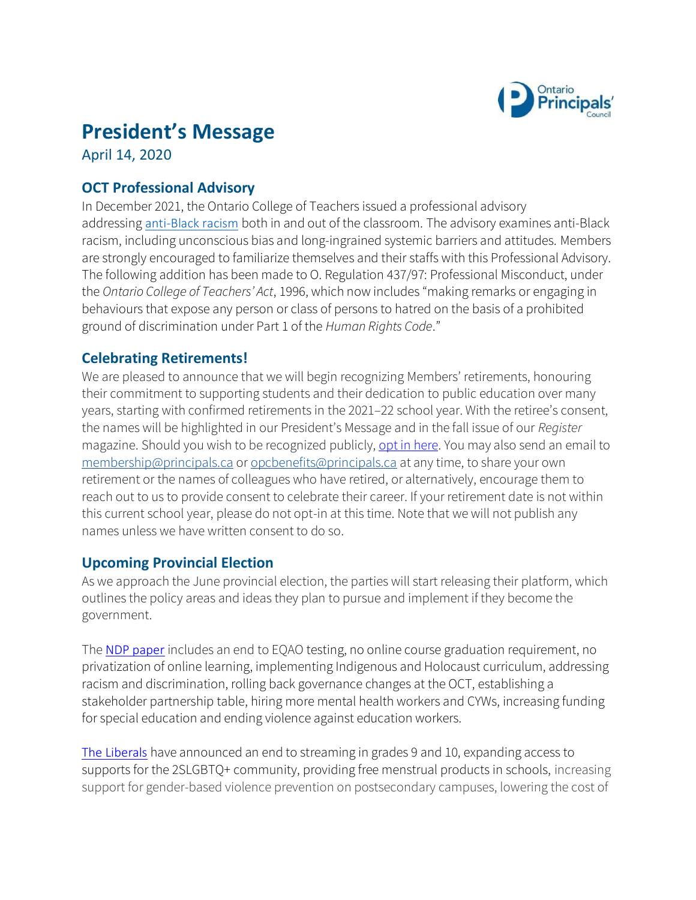# President's Message

April 14, 2020

## OCT Professional Advisory

In December 2021, the Ontario College of Teachers issued a professional advisory addressing anti-Black racism both in and out of the classroom. The advisory examines anti-Black racism, including unconscious bias and long-ingrained systemic barriers and attitudes. Members are strongly encouraged to familiarize themselves and their staffs with this Professional Advisory. The following addition has been made to O. Regulation 437/97: Professional Misconduct, under the *Ontario College of Teachers' Act*, 1996, which now includes "making remarks or engaging in behaviours that expose any person or class of persons to hatred on the basis of a prohibited ground of discrimination under Part 1 of the *Human Rights Code*."

## Celebrating Retirements!

We are pleased to announce that we will begin recognizing Members' retirements, honouring their commitment to supporting students and their dedication to public education over many years, starting with confirmed retirements in the 2021–22 school year. With the retiree's consent, the names will be highlighted in our President's Message and in the fall issue of our *Register* magazine. Should you wish to be recognized publicly, opt in here. You may also send an email to membership@principals.ca or opcbenefits@principals.ca at any time, to share your own retirement or the names of colleagues who have retired, or alternatively, encourage them to reach out to us to provide consent to celebrate their career. If your retirement date is not within this current school year, please do not opt-in at this time. Note that we will not publish any names unless we have written consent to do so.

## Upcoming Provincial Election

As we approach the June provincial election, the parties will start releasing their platform, which outlines the policy areas and ideas they plan to pursue and implement if they become the government.

The NDP paper includes an end to EQAO testing, no online course graduation requirement, no privatization of online learning, implementing Indigenous and Holocaust curriculum, addressing racism and discrimination, rolling back governance changes at the OCT, establishing a stakeholder partnership table, hiring more mental health workers and CYWs, increasing funding for special education and ending violence against education workers.

The Liberals have announced an end to streaming in grades 9 and 10, expanding access to supports for the 2SLGBTQ+ community, providing free menstrual products in schools, increasing support for gender-based violence prevention on postsecondary campuses, lowering the cost of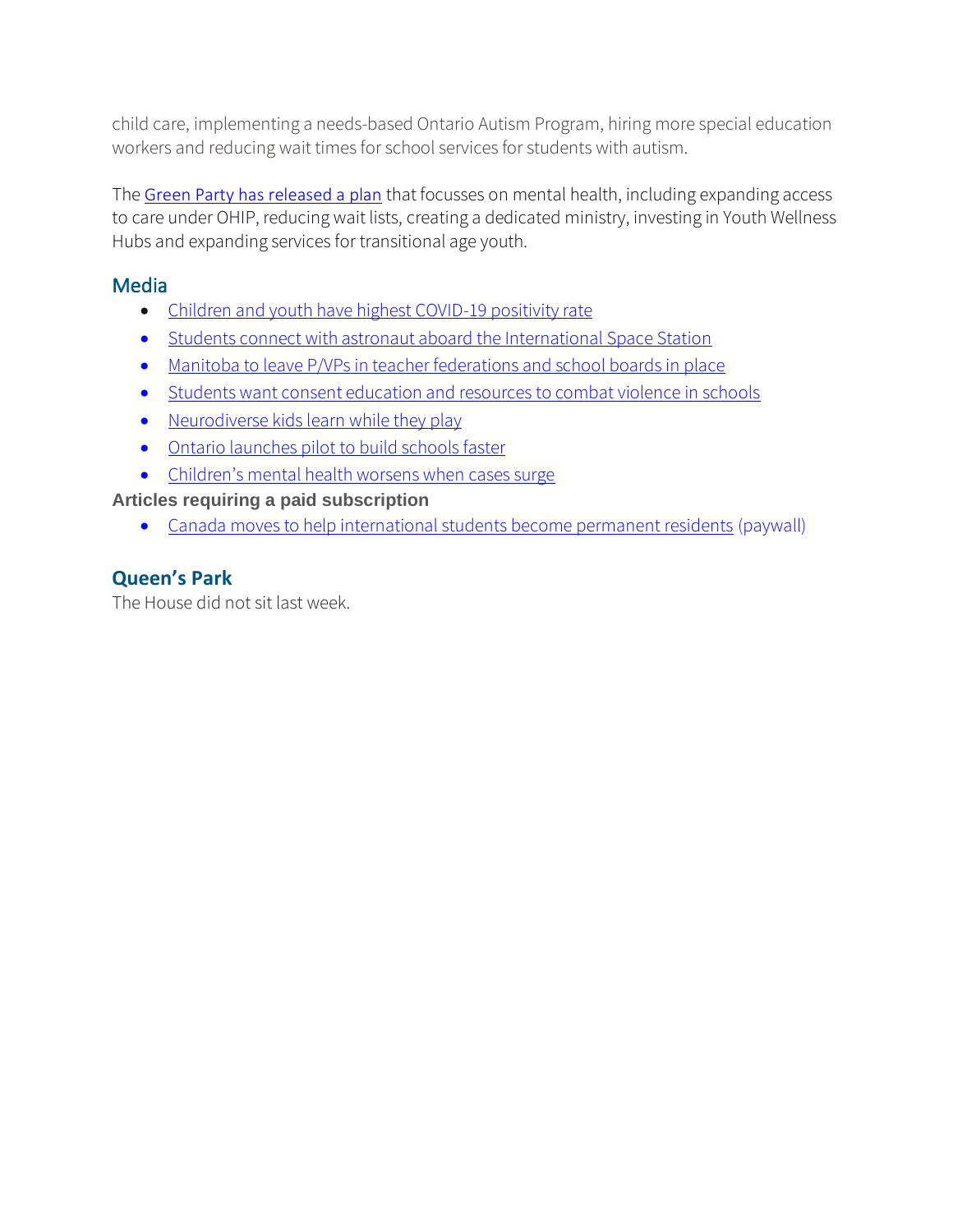child care, implementing a needs-based Ontario Autism Program, hiring more special education workers and reducing wait times for school services for students with autism.

The Green Party has released a plan that focusses on mental health, including expanding access to care under OHIP, reducing wait lists, creating a dedicated ministry, investing in Youth Wellness Hubs and expanding services for transitional age youth.

## Media

- Children and youth have highest COVID-19 positivity rate
- Students connect with astronaut aboard the International Space Station
- Manitoba to leave P/VPs in teacher federations and school boards in place
- Students want consent education and resources to combat violence in schools
- Neurodiverse kids learn while they play
- Ontario launches pilot to build schools faster
- Children's mental health worsens when cases surge

**Articles requiring a paid subscription**

- Canada moves to help international students become permanent residents (paywall)

## Queen's Park

The House did not sit last week.